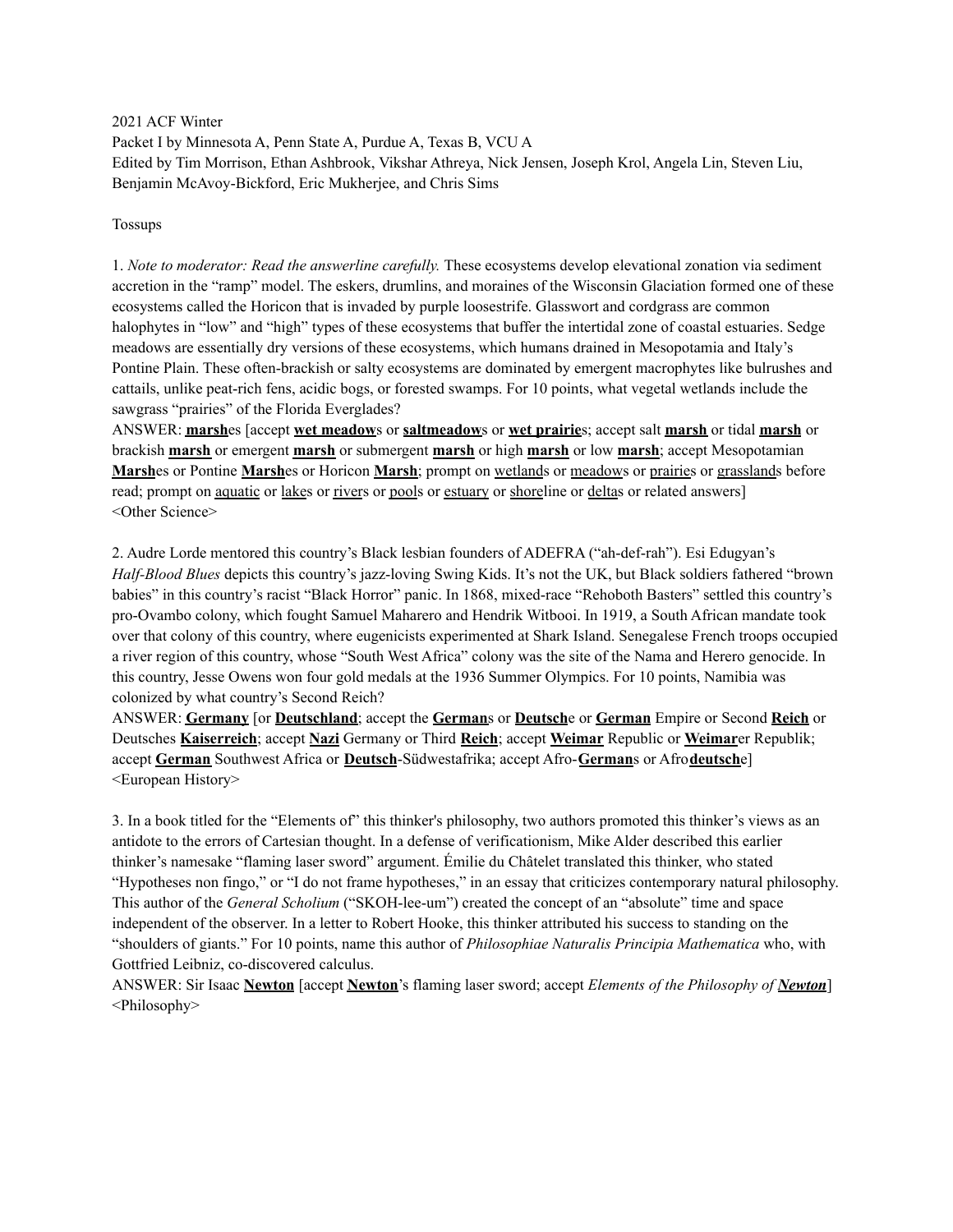2021 ACF Winter
Packet I by Minnesota A, Penn State A, Purdue A, Texas B, VCU A
Edited by Tim Morrison, Ethan Ashbrook, Vikshar Athreya, Nick Jensen, Joseph Krol, Angela Lin, Steven Liu, Benjamin McAvoy-Bickford, Eric Mukherjee, and Chris Sims

Tossups

1. *Note to moderator: Read the answerline carefully.* These ecosystems develop elevational zonation via sediment accretion in the "ramp" model. The eskers, drumlins, and moraines of the Wisconsin Glaciation formed one of these ecosystems called the Horicon that is invaded by purple loosestrife. Glasswort and cordgrass are common halophytes in "low" and "high" types of these ecosystems that buffer the intertidal zone of coastal estuaries. Sedge meadows are essentially dry versions of these ecosystems, which humans drained in Mesopotamia and Italy's Pontine Plain. These often-brackish or salty ecosystems are dominated by emergent macrophytes like bulrushes and cattails, unlike peat-rich fens, acidic bogs, or forested swamps. For 10 points, what vegetal wetlands include the sawgrass "prairies" of the Florida Everglades?
ANSWER: **marsh**es [accept **wet meadow**s or **saltmeadow**s or **wet prairie**s; accept salt **marsh** or tidal **marsh** or brackish **marsh** or emergent **marsh** or submergent **marsh** or high **marsh** or low **marsh**; accept Mesopotamian **Marsh**es or Pontine **Marsh**es or Horicon **Marsh**; prompt on wetlands or meadows or prairies or grasslands before read; prompt on aquatic or lakes or rivers or pools or estuary or shoreline or deltas or related answers]
<Other Science>

2. Audre Lorde mentored this country's Black lesbian founders of ADEFRA ("ah-def-rah"). Esi Edugyan's *Half-Blood Blues* depicts this country's jazz-loving Swing Kids. It's not the UK, but Black soldiers fathered "brown babies" in this country's racist "Black Horror" panic. In 1868, mixed-race "Rehoboth Basters" settled this country's pro-Ovambo colony, which fought Samuel Maharero and Hendrik Witbooi. In 1919, a South African mandate took over that colony of this country, where eugenicists experimented at Shark Island. Senegalese French troops occupied a river region of this country, whose "South West Africa" colony was the site of the Nama and Herero genocide. In this country, Jesse Owens won four gold medals at the 1936 Summer Olympics. For 10 points, Namibia was colonized by what country's Second Reich?
ANSWER: **Germany** [or **Deutschland**; accept the **German**s or **Deutsch**e or **German** Empire or Second **Reich** or Deutsches **Kaiserreich**; accept **Nazi** Germany or Third **Reich**; accept **Weimar** Republic or **Weimar**er Republik; accept **German** Southwest Africa or **Deutsch**-Südwestafrika; accept Afro-**German**s or Afro**deutsch**e]
<European History>

3. In a book titled for the "Elements of" this thinker's philosophy, two authors promoted this thinker's views as an antidote to the errors of Cartesian thought. In a defense of verificationism, Mike Alder described this earlier thinker's namesake "flaming laser sword" argument. Émilie du Châtelet translated this thinker, who stated "Hypotheses non fingo," or "I do not frame hypotheses," in an essay that criticizes contemporary natural philosophy. This author of the *General Scholium* ("SKOH-lee-um") created the concept of an "absolute" time and space independent of the observer. In a letter to Robert Hooke, this thinker attributed his success to standing on the "shoulders of giants." For 10 points, name this author of *Philosophiae Naturalis Principia Mathematica* who, with Gottfried Leibniz, co-discovered calculus.
ANSWER: Sir Isaac **Newton** [accept **Newton**'s flaming laser sword; accept *Elements of the Philosophy of **Newton***]
<Philosophy>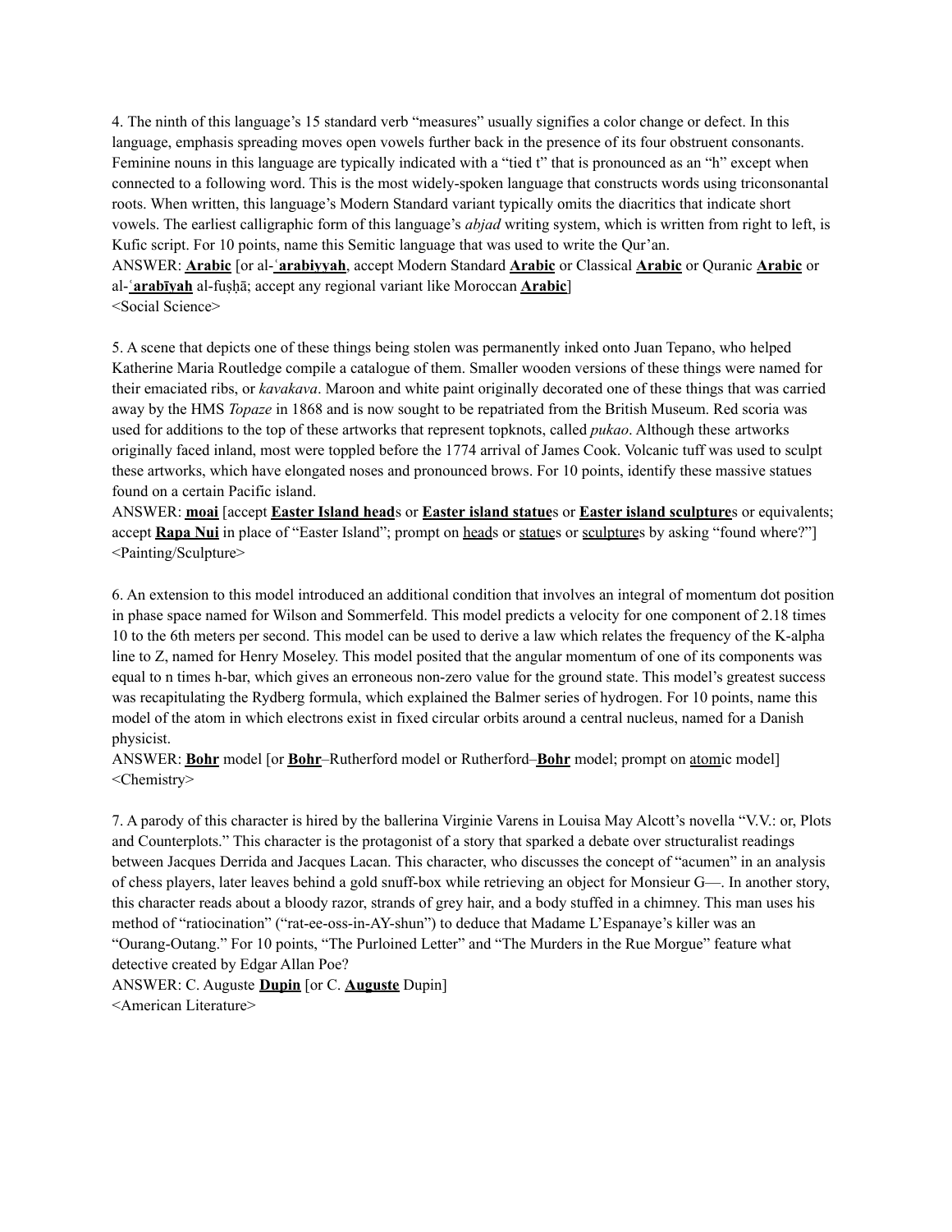4. The ninth of this language's 15 standard verb "measures" usually signifies a color change or defect. In this language, emphasis spreading moves open vowels further back in the presence of its four obstruent consonants. Feminine nouns in this language are typically indicated with a "tied t" that is pronounced as an "h" except when connected to a following word. This is the most widely-spoken language that constructs words using triconsonantal roots. When written, this language's Modern Standard variant typically omits the diacritics that indicate short vowels. The earliest calligraphic form of this language's *abjad* writing system, which is written from right to left, is Kufic script. For 10 points, name this Semitic language that was used to write the Qur'an.

ANSWER: **Arabic** [or al-ʿ**arabiyyah**, accept Modern Standard **Arabic** or Classical **Arabic** or Quranic **Arabic** or al-ʿ**arabīyah** al-fuṣḥā; accept any regional variant like Moroccan **Arabic**]

<Social Science>

5. A scene that depicts one of these things being stolen was permanently inked onto Juan Tepano, who helped Katherine Maria Routledge compile a catalogue of them. Smaller wooden versions of these things were named for their emaciated ribs, or *kavakava*. Maroon and white paint originally decorated one of these things that was carried away by the HMS *Topaze* in 1868 and is now sought to be repatriated from the British Museum. Red scoria was used for additions to the top of these artworks that represent topknots, called *pukao*. Although these artworks originally faced inland, most were toppled before the 1774 arrival of James Cook. Volcanic tuff was used to sculpt these artworks, which have elongated noses and pronounced brows. For 10 points, identify these massive statues found on a certain Pacific island.

ANSWER: **moai** [accept **Easter Island head**s or **Easter island statue**s or **Easter island sculpture**s or equivalents; accept **Rapa Nui** in place of "Easter Island"; prompt on heads or statues or sculptures by asking "found where?"]

<Painting/Sculpture>

6. An extension to this model introduced an additional condition that involves an integral of momentum dot position in phase space named for Wilson and Sommerfeld. This model predicts a velocity for one component of 2.18 times 10 to the 6th meters per second. This model can be used to derive a law which relates the frequency of the K-alpha line to Z, named for Henry Moseley. This model posited that the angular momentum of one of its components was equal to n times h-bar, which gives an erroneous non-zero value for the ground state. This model's greatest success was recapitulating the Rydberg formula, which explained the Balmer series of hydrogen. For 10 points, name this model of the atom in which electrons exist in fixed circular orbits around a central nucleus, named for a Danish physicist.

ANSWER: **Bohr** model [or **Bohr**–Rutherford model or Rutherford–**Bohr** model; prompt on atomic model]

<Chemistry>

7. A parody of this character is hired by the ballerina Virginie Varens in Louisa May Alcott's novella "V.V.: or, Plots and Counterplots." This character is the protagonist of a story that sparked a debate over structuralist readings between Jacques Derrida and Jacques Lacan. This character, who discusses the concept of "acumen" in an analysis of chess players, later leaves behind a gold snuff-box while retrieving an object for Monsieur G—. In another story, this character reads about a bloody razor, strands of grey hair, and a body stuffed in a chimney. This man uses his method of "ratiocination" ("rat-ee-oss-in-AY-shun") to deduce that Madame L'Espanaye's killer was an "Ourang-Outang." For 10 points, "The Purloined Letter" and "The Murders in the Rue Morgue" feature what detective created by Edgar Allan Poe?

ANSWER: C. Auguste **Dupin** [or C. **Auguste** Dupin]

<American Literature>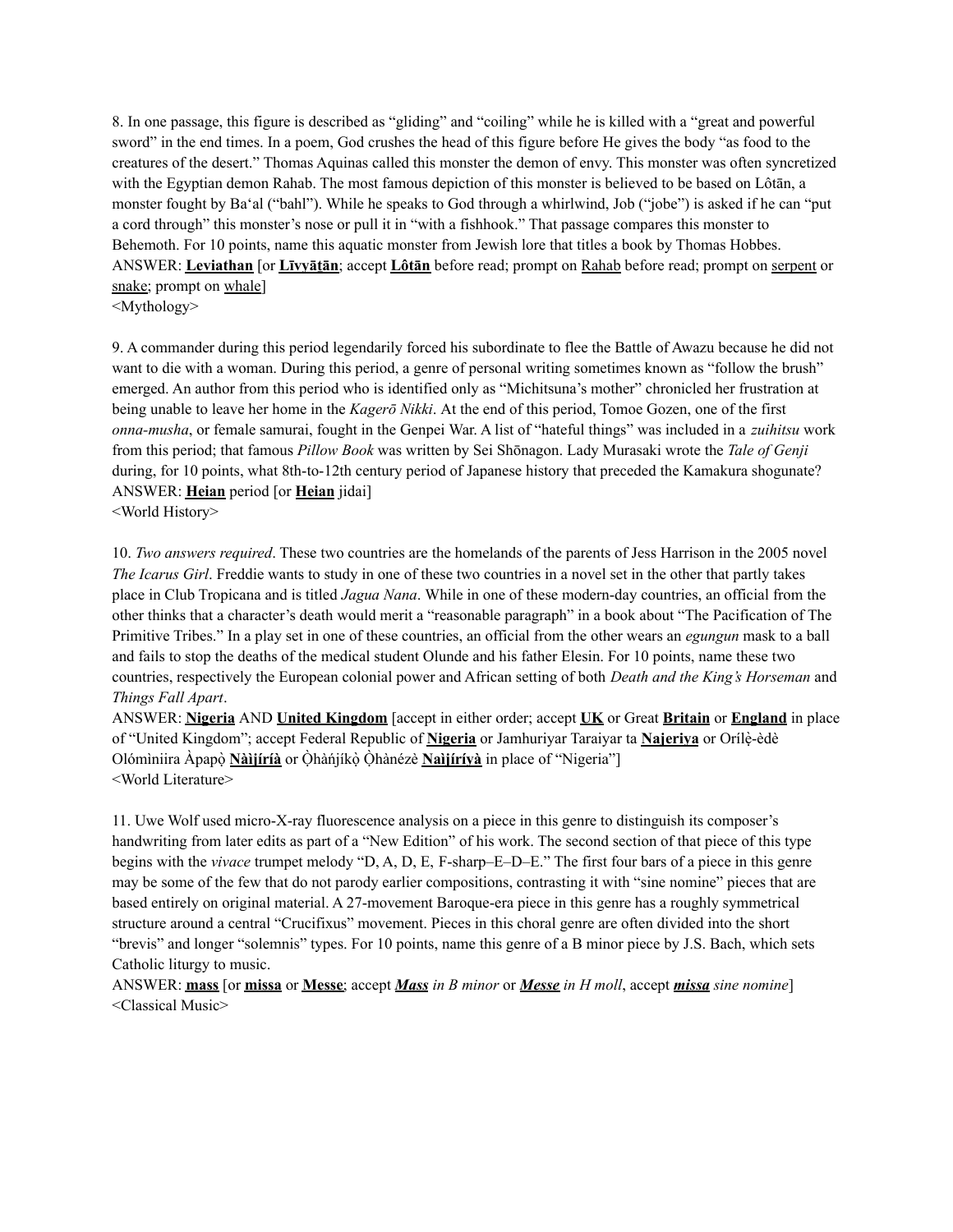8. In one passage, this figure is described as "gliding" and "coiling" while he is killed with a "great and powerful sword" in the end times. In a poem, God crushes the head of this figure before He gives the body "as food to the creatures of the desert." Thomas Aquinas called this monster the demon of envy. This monster was often syncretized with the Egyptian demon Rahab. The most famous depiction of this monster is believed to be based on Lôtān, a monster fought by Baʻal ("bahl"). While he speaks to God through a whirlwind, Job ("jobe") is asked if he can "put a cord through" this monster's nose or pull it in "with a fishhook." That passage compares this monster to Behemoth. For 10 points, name this aquatic monster from Jewish lore that titles a book by Thomas Hobbes.
ANSWER: **Leviathan** [or **Līvyāṯān**; accept **Lôtān** before read; prompt on Rahab before read; prompt on serpent or snake; prompt on whale]
<Mythology>

9. A commander during this period legendarily forced his subordinate to flee the Battle of Awazu because he did not want to die with a woman. During this period, a genre of personal writing sometimes known as "follow the brush" emerged. An author from this period who is identified only as "Michitsuna's mother" chronicled her frustration at being unable to leave her home in the *Kagerō Nikki*. At the end of this period, Tomoe Gozen, one of the first *onna-musha*, or female samurai, fought in the Genpei War. A list of "hateful things" was included in a *zuihitsu* work from this period; that famous *Pillow Book* was written by Sei Shōnagon. Lady Murasaki wrote the *Tale of Genji* during, for 10 points, what 8th-to-12th century period of Japanese history that preceded the Kamakura shogunate?
ANSWER: **Heian** period [or **Heian** jidai]
<World History>

10. *Two answers required*. These two countries are the homelands of the parents of Jess Harrison in the 2005 novel *The Icarus Girl*. Freddie wants to study in one of these two countries in a novel set in the other that partly takes place in Club Tropicana and is titled *Jagua Nana*. While in one of these modern-day countries, an official from the other thinks that a character's death would merit a "reasonable paragraph" in a book about "The Pacification of The Primitive Tribes." In a play set in one of these countries, an official from the other wears an *egungun* mask to a ball and fails to stop the deaths of the medical student Olunde and his father Elesin. For 10 points, name these two countries, respectively the European colonial power and African setting of both *Death and the King's Horseman* and *Things Fall Apart*.
ANSWER: **Nigeria** AND **United Kingdom** [accept in either order; accept **UK** or Great **Britain** or **England** in place of "United Kingdom"; accept Federal Republic of **Nigeria** or Jamhuriyar Taraiyar ta **Najeriya** or Orílẹ̀-èdè Olómìniira Àpapọ̀ **Nàìjíríà** or Ọ̀hàńjíkọ̀ Ọ̀hànézè **Naìjíríyà** in place of "Nigeria"]
<World Literature>

11. Uwe Wolf used micro-X-ray fluorescence analysis on a piece in this genre to distinguish its composer's handwriting from later edits as part of a "New Edition" of his work. The second section of that piece of this type begins with the *vivace* trumpet melody "D, A, D, E, F-sharp–E–D–E." The first four bars of a piece in this genre may be some of the few that do not parody earlier compositions, contrasting it with "sine nomine" pieces that are based entirely on original material. A 27-movement Baroque-era piece in this genre has a roughly symmetrical structure around a central "Crucifixus" movement. Pieces in this choral genre are often divided into the short "brevis" and longer "solemnis" types. For 10 points, name this genre of a B minor piece by J.S. Bach, which sets Catholic liturgy to music.
ANSWER: **mass** [or **missa** or **Messe**; accept ***Mass*** *in B minor* or ***Messe*** *in H moll*, accept ***missa*** *sine nomine*]
<Classical Music>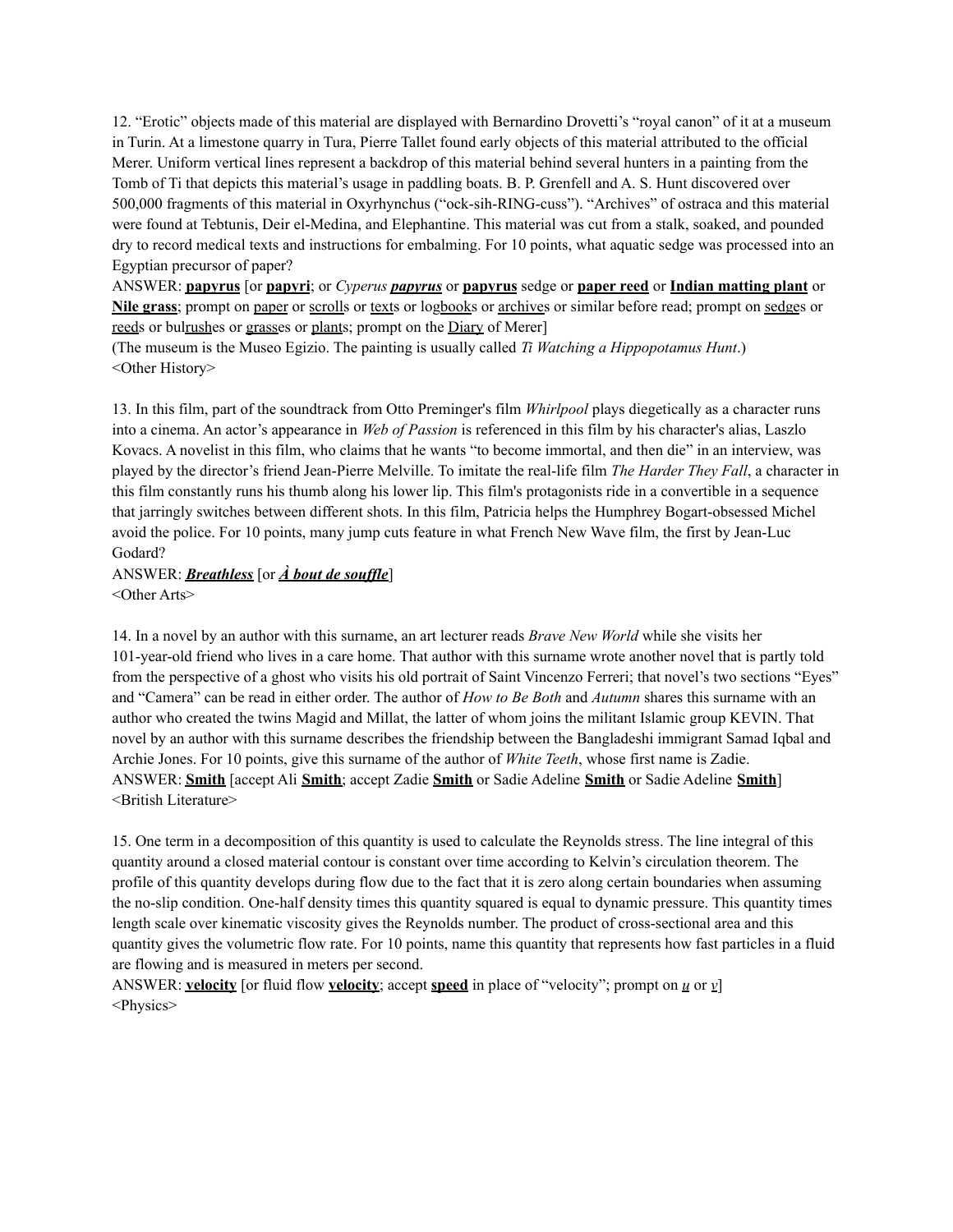12. "Erotic" objects made of this material are displayed with Bernardino Drovetti's "royal canon" of it at a museum in Turin. At a limestone quarry in Tura, Pierre Tallet found early objects of this material attributed to the official Merer. Uniform vertical lines represent a backdrop of this material behind several hunters in a painting from the Tomb of Ti that depicts this material's usage in paddling boats. B. P. Grenfell and A. S. Hunt discovered over 500,000 fragments of this material in Oxyrhynchus ("ock-sih-RING-cuss"). "Archives" of ostraca and this material were found at Tebtunis, Deir el-Medina, and Elephantine. This material was cut from a stalk, soaked, and pounded dry to record medical texts and instructions for embalming. For 10 points, what aquatic sedge was processed into an Egyptian precursor of paper?

ANSWER: **papyrus** [or **papyri**; or *Cyperus* ***papyrus*** or **papyrus** sedge or **paper reed** or **Indian matting plant** or **Nile grass**; prompt on paper or scrolls or texts or logbooks or archives or similar before read; prompt on sedges or reeds or bulrushes or grasses or plants; prompt on the Diary of Merer]

(The museum is the Museo Egizio. The painting is usually called *Ti Watching a Hippopotamus Hunt*.)

<Other History>

13. In this film, part of the soundtrack from Otto Preminger's film *Whirlpool* plays diegetically as a character runs into a cinema. An actor's appearance in *Web of Passion* is referenced in this film by his character's alias, Laszlo Kovacs. A novelist in this film, who claims that he wants "to become immortal, and then die" in an interview, was played by the director's friend Jean-Pierre Melville. To imitate the real-life film *The Harder They Fall*, a character in this film constantly runs his thumb along his lower lip. This film's protagonists ride in a convertible in a sequence that jarringly switches between different shots. In this film, Patricia helps the Humphrey Bogart-obsessed Michel avoid the police. For 10 points, many jump cuts feature in what French New Wave film, the first by Jean-Luc Godard?

ANSWER: ***Breathless*** [or ***À bout de souffle***]

<Other Arts>

14. In a novel by an author with this surname, an art lecturer reads *Brave New World* while she visits her 101-year-old friend who lives in a care home. That author with this surname wrote another novel that is partly told from the perspective of a ghost who visits his old portrait of Saint Vincenzo Ferreri; that novel's two sections "Eyes" and "Camera" can be read in either order. The author of *How to Be Both* and *Autumn* shares this surname with an author who created the twins Magid and Millat, the latter of whom joins the militant Islamic group KEVIN. That novel by an author with this surname describes the friendship between the Bangladeshi immigrant Samad Iqbal and Archie Jones. For 10 points, give this surname of the author of *White Teeth*, whose first name is Zadie.

ANSWER: **Smith** [accept Ali **Smith**; accept Zadie **Smith** or Sadie Adeline **Smith** or Sadie Adeline **Smith**]

<British Literature>

15. One term in a decomposition of this quantity is used to calculate the Reynolds stress. The line integral of this quantity around a closed material contour is constant over time according to Kelvin's circulation theorem. The profile of this quantity develops during flow due to the fact that it is zero along certain boundaries when assuming the no-slip condition. One-half density times this quantity squared is equal to dynamic pressure. This quantity times length scale over kinematic viscosity gives the Reynolds number. The product of cross-sectional area and this quantity gives the volumetric flow rate. For 10 points, name this quantity that represents how fast particles in a fluid are flowing and is measured in meters per second.

ANSWER: **velocity** [or fluid flow **velocity**; accept **speed** in place of "velocity"; prompt on *u* or *v*]

<Physics>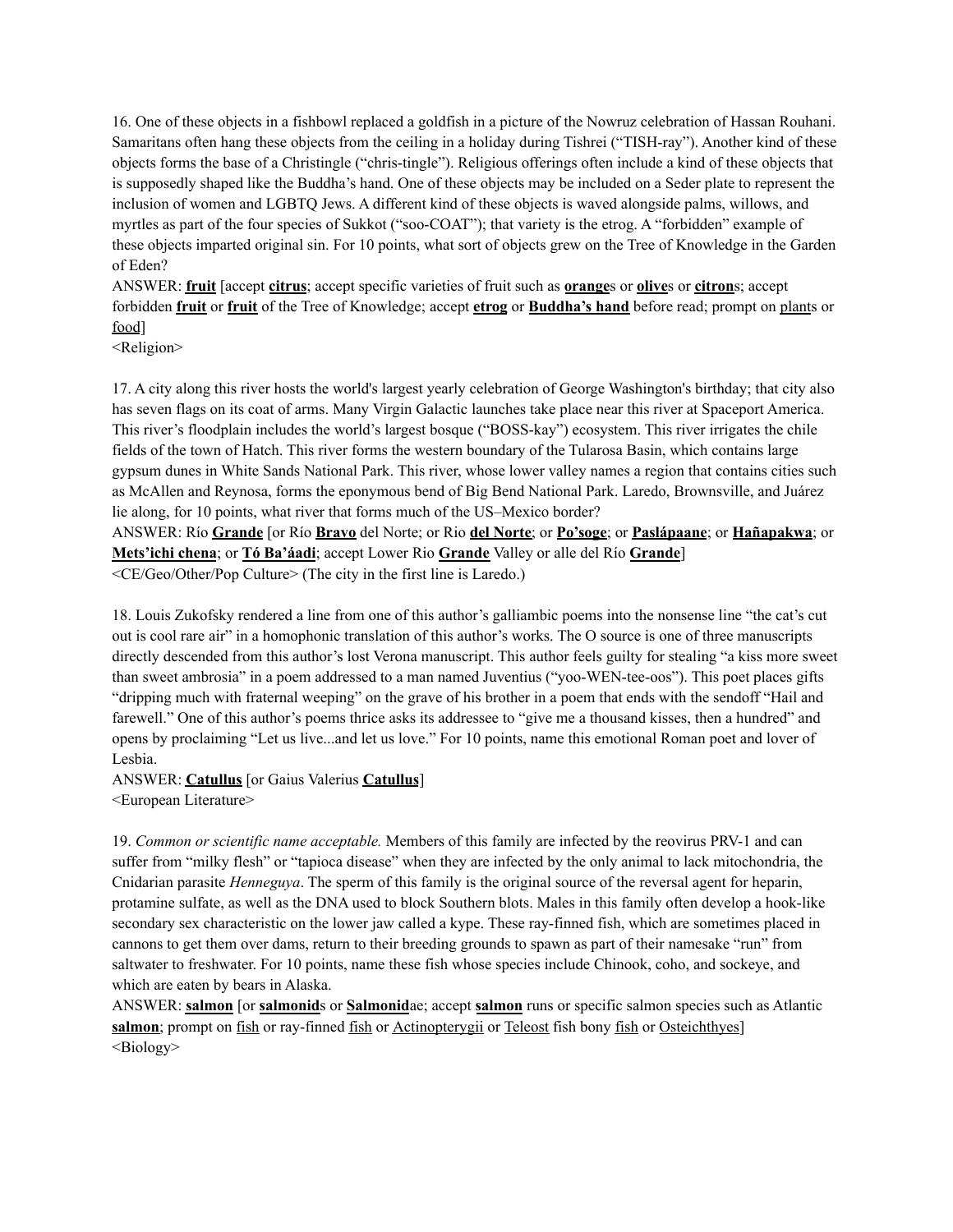16. One of these objects in a fishbowl replaced a goldfish in a picture of the Nowruz celebration of Hassan Rouhani. Samaritans often hang these objects from the ceiling in a holiday during Tishrei ("TISH-ray"). Another kind of these objects forms the base of a Christingle ("chris-tingle"). Religious offerings often include a kind of these objects that is supposedly shaped like the Buddha's hand. One of these objects may be included on a Seder plate to represent the inclusion of women and LGBTQ Jews. A different kind of these objects is waved alongside palms, willows, and myrtles as part of the four species of Sukkot ("soo-COAT"); that variety is the etrog. A "forbidden" example of these objects imparted original sin. For 10 points, what sort of objects grew on the Tree of Knowledge in the Garden of Eden?

ANSWER: **fruit** [accept **citrus**; accept specific varieties of fruit such as **orange**s or **olive**s or **citron**s; accept forbidden **fruit** or **fruit** of the Tree of Knowledge; accept **etrog** or **Buddha's hand** before read; prompt on plants or food]

<Religion>

17. A city along this river hosts the world's largest yearly celebration of George Washington's birthday; that city also has seven flags on its coat of arms. Many Virgin Galactic launches take place near this river at Spaceport America. This river's floodplain includes the world's largest bosque ("BOSS-kay") ecosystem. This river irrigates the chile fields of the town of Hatch. This river forms the western boundary of the Tularosa Basin, which contains large gypsum dunes in White Sands National Park. This river, whose lower valley names a region that contains cities such as McAllen and Reynosa, forms the eponymous bend of Big Bend National Park. Laredo, Brownsville, and Juárez lie along, for 10 points, what river that forms much of the US–Mexico border?

ANSWER: Río **Grande** [or Río **Bravo** del Norte; or Rio **del Norte**; or **Po'soge**; or **Paslápaane**; or **Hañapakwa**; or **Mets'ichi chena**; or **Tó Ba'áadi**; accept Lower Rio **Grande** Valley or alle del Río **Grande**]

<CE/Geo/Other/Pop Culture> (The city in the first line is Laredo.)

18. Louis Zukofsky rendered a line from one of this author's galliambic poems into the nonsense line "the cat's cut out is cool rare air" in a homophonic translation of this author's works. The O source is one of three manuscripts directly descended from this author's lost Verona manuscript. This author feels guilty for stealing "a kiss more sweet than sweet ambrosia" in a poem addressed to a man named Juventius ("yoo-WEN-tee-oos"). This poet places gifts "dripping much with fraternal weeping" on the grave of his brother in a poem that ends with the sendoff "Hail and farewell." One of this author's poems thrice asks its addressee to "give me a thousand kisses, then a hundred" and opens by proclaiming "Let us live...and let us love." For 10 points, name this emotional Roman poet and lover of Lesbia.

ANSWER: **Catullus** [or Gaius Valerius **Catullus**]

<European Literature>

19. *Common or scientific name acceptable.* Members of this family are infected by the reovirus PRV-1 and can suffer from "milky flesh" or "tapioca disease" when they are infected by the only animal to lack mitochondria, the Cnidarian parasite *Henneguya*. The sperm of this family is the original source of the reversal agent for heparin, protamine sulfate, as well as the DNA used to block Southern blots. Males in this family often develop a hook-like secondary sex characteristic on the lower jaw called a kype. These ray-finned fish, which are sometimes placed in cannons to get them over dams, return to their breeding grounds to spawn as part of their namesake "run" from saltwater to freshwater. For 10 points, name these fish whose species include Chinook, coho, and sockeye, and which are eaten by bears in Alaska.

ANSWER: **salmon** [or **salmonid**s or **Salmonid**ae; accept **salmon** runs or specific salmon species such as Atlantic **salmon**; prompt on fish or ray-finned fish or Actinopterygii or Teleost fish bony fish or Osteichthyes]

<Biology>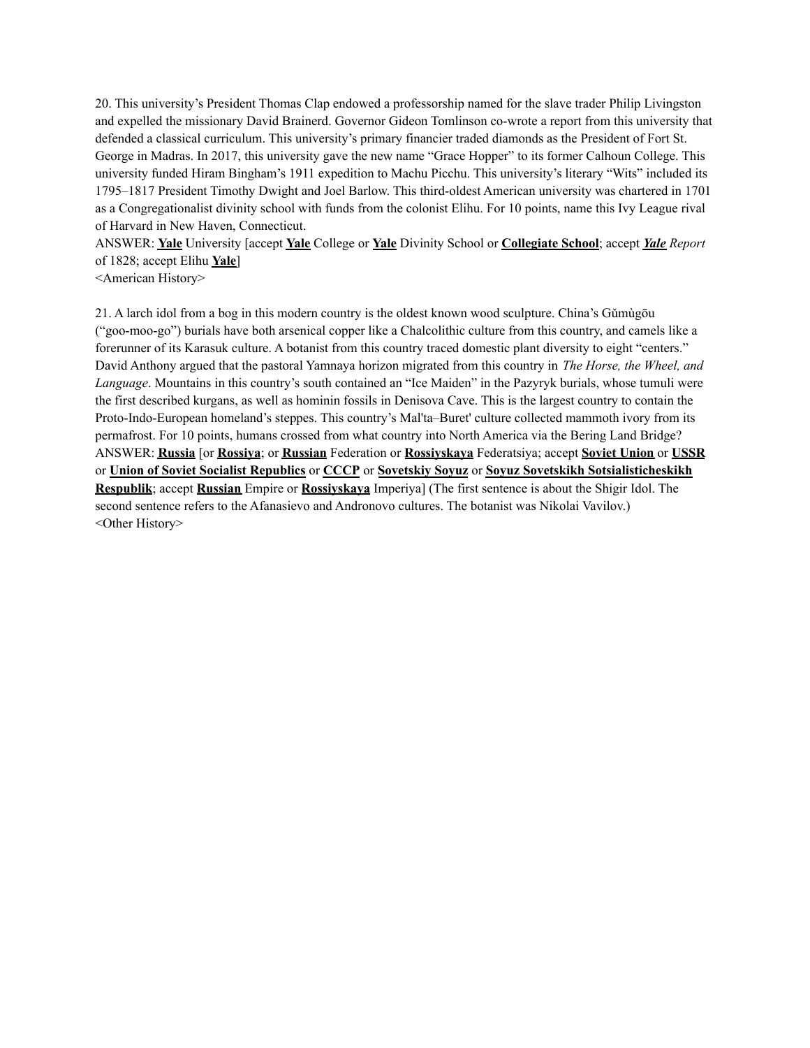20. This university's President Thomas Clap endowed a professorship named for the slave trader Philip Livingston and expelled the missionary David Brainerd. Governor Gideon Tomlinson co-wrote a report from this university that defended a classical curriculum. This university's primary financier traded diamonds as the President of Fort St. George in Madras. In 2017, this university gave the new name "Grace Hopper" to its former Calhoun College. This university funded Hiram Bingham's 1911 expedition to Machu Picchu. This university's literary "Wits" included its 1795–1817 President Timothy Dwight and Joel Barlow. This third-oldest American university was chartered in 1701 as a Congregationalist divinity school with funds from the colonist Elihu. For 10 points, name this Ivy League rival of Harvard in New Haven, Connecticut.

ANSWER: **Yale** University [accept **Yale** College or **Yale** Divinity School or **Collegiate School**; accept ***Yale*** *Report* of 1828; accept Elihu **Yale**]

<American History>

21. A larch idol from a bog in this modern country is the oldest known wood sculpture. China's Gǔmùgōu ("goo-moo-go") burials have both arsenical copper like a Chalcolithic culture from this country, and camels like a forerunner of its Karasuk culture. A botanist from this country traced domestic plant diversity to eight "centers." David Anthony argued that the pastoral Yamnaya horizon migrated from this country in *The Horse, the Wheel, and Language*. Mountains in this country's south contained an "Ice Maiden" in the Pazyryk burials, whose tumuli were the first described kurgans, as well as hominin fossils in Denisova Cave. This is the largest country to contain the Proto-Indo-European homeland's steppes. This country's Mal'ta–Buret' culture collected mammoth ivory from its permafrost. For 10 points, humans crossed from what country into North America via the Bering Land Bridge?

ANSWER: **Russia** [or **Rossiya**; or **Russian** Federation or **Rossiyskaya** Federatsiya; accept **Soviet Union** or **USSR** or **Union of Soviet Socialist Republics** or **CCCP** or **Sovetskiy Soyuz** or **Soyuz Sovetskikh Sotsialisticheskikh Respublik**; accept **Russian** Empire or **Rossiyskaya** Imperiya] (The first sentence is about the Shigir Idol. The second sentence refers to the Afanasievo and Andronovo cultures. The botanist was Nikolai Vavilov.)

<Other History>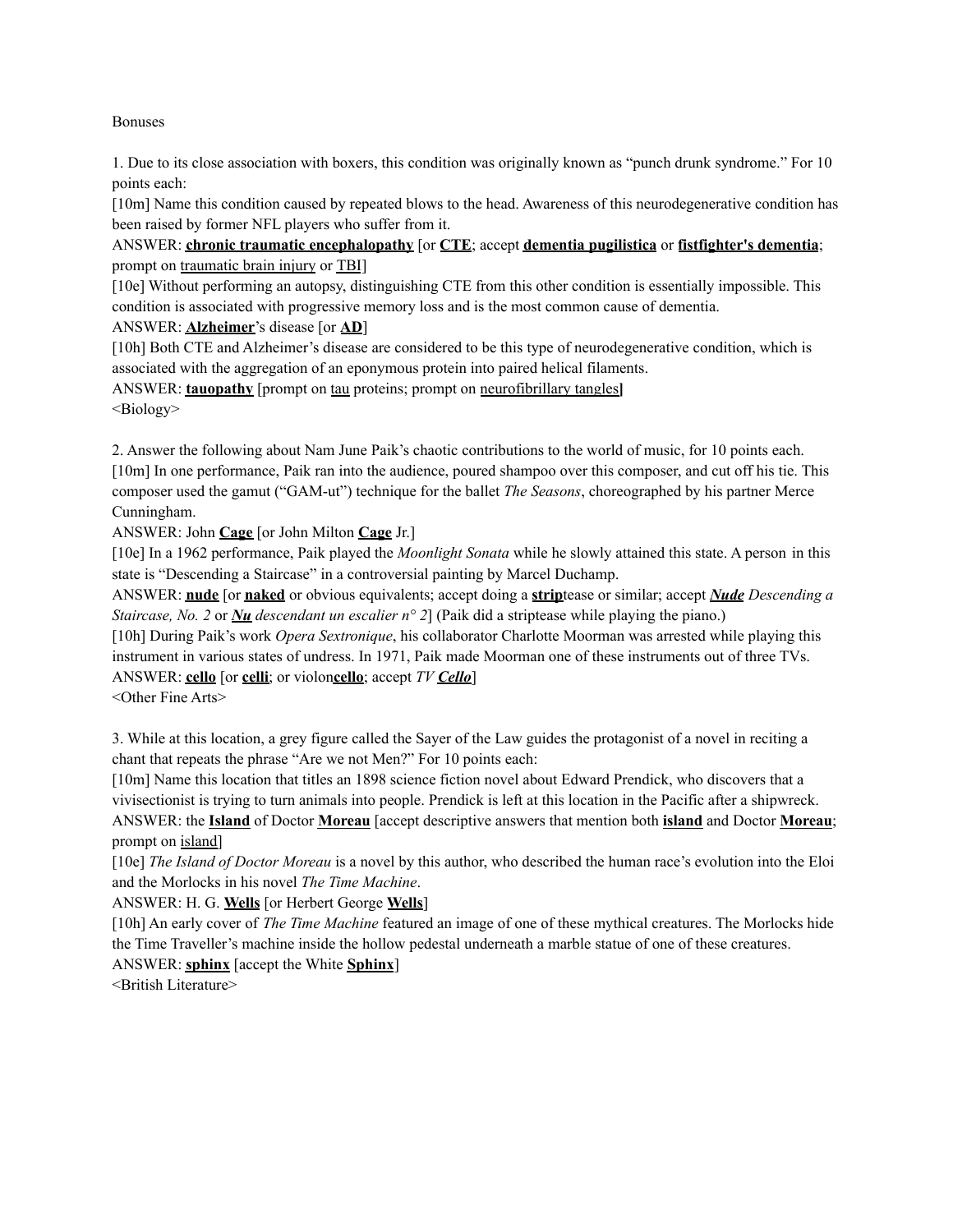Bonuses

1. Due to its close association with boxers, this condition was originally known as "punch drunk syndrome." For 10 points each:

[10m] Name this condition caused by repeated blows to the head. Awareness of this neurodegenerative condition has been raised by former NFL players who suffer from it.

ANSWER: **chronic traumatic encephalopathy** [or **CTE**; accept **dementia pugilistica** or **fistfighter's dementia**; prompt on traumatic brain injury or TBI]

[10e] Without performing an autopsy, distinguishing CTE from this other condition is essentially impossible. This condition is associated with progressive memory loss and is the most common cause of dementia.

ANSWER: **Alzheimer**'s disease [or **AD**]

[10h] Both CTE and Alzheimer's disease are considered to be this type of neurodegenerative condition, which is associated with the aggregation of an eponymous protein into paired helical filaments.

ANSWER: **tauopathy** [prompt on tau proteins; prompt on neurofibrillary tangles]

<Biology>

2. Answer the following about Nam June Paik's chaotic contributions to the world of music, for 10 points each.

[10m] In one performance, Paik ran into the audience, poured shampoo over this composer, and cut off his tie. This composer used the gamut ("GAM-ut") technique for the ballet *The Seasons*, choreographed by his partner Merce Cunningham.

ANSWER: John **Cage** [or John Milton **Cage** Jr.]

[10e] In a 1962 performance, Paik played the *Moonlight Sonata* while he slowly attained this state. A person in this state is "Descending a Staircase" in a controversial painting by Marcel Duchamp.

ANSWER: **nude** [or **naked** or obvious equivalents; accept doing a **strip**tease or similar; accept ***Nude*** *Descending a Staircase, No. 2* or ***Nu*** *descendant un escalier n° 2*] (Paik did a striptease while playing the piano.)

[10h] During Paik's work *Opera Sextronique*, his collaborator Charlotte Moorman was arrested while playing this instrument in various states of undress. In 1971, Paik made Moorman one of these instruments out of three TVs.

ANSWER: **cello** [or **celli**; or violon**cello**; accept *TV* ***Cello***]

<Other Fine Arts>

3. While at this location, a grey figure called the Sayer of the Law guides the protagonist of a novel in reciting a chant that repeats the phrase "Are we not Men?" For 10 points each:

[10m] Name this location that titles an 1898 science fiction novel about Edward Prendick, who discovers that a vivisectionist is trying to turn animals into people. Prendick is left at this location in the Pacific after a shipwreck.

ANSWER: the **Island** of Doctor **Moreau** [accept descriptive answers that mention both **island** and Doctor **Moreau**; prompt on island]

[10e] *The Island of Doctor Moreau* is a novel by this author, who described the human race's evolution into the Eloi and the Morlocks in his novel *The Time Machine*.

ANSWER: H. G. **Wells** [or Herbert George **Wells**]

[10h] An early cover of *The Time Machine* featured an image of one of these mythical creatures. The Morlocks hide the Time Traveller's machine inside the hollow pedestal underneath a marble statue of one of these creatures.

ANSWER: **sphinx** [accept the White **Sphinx**]

<British Literature>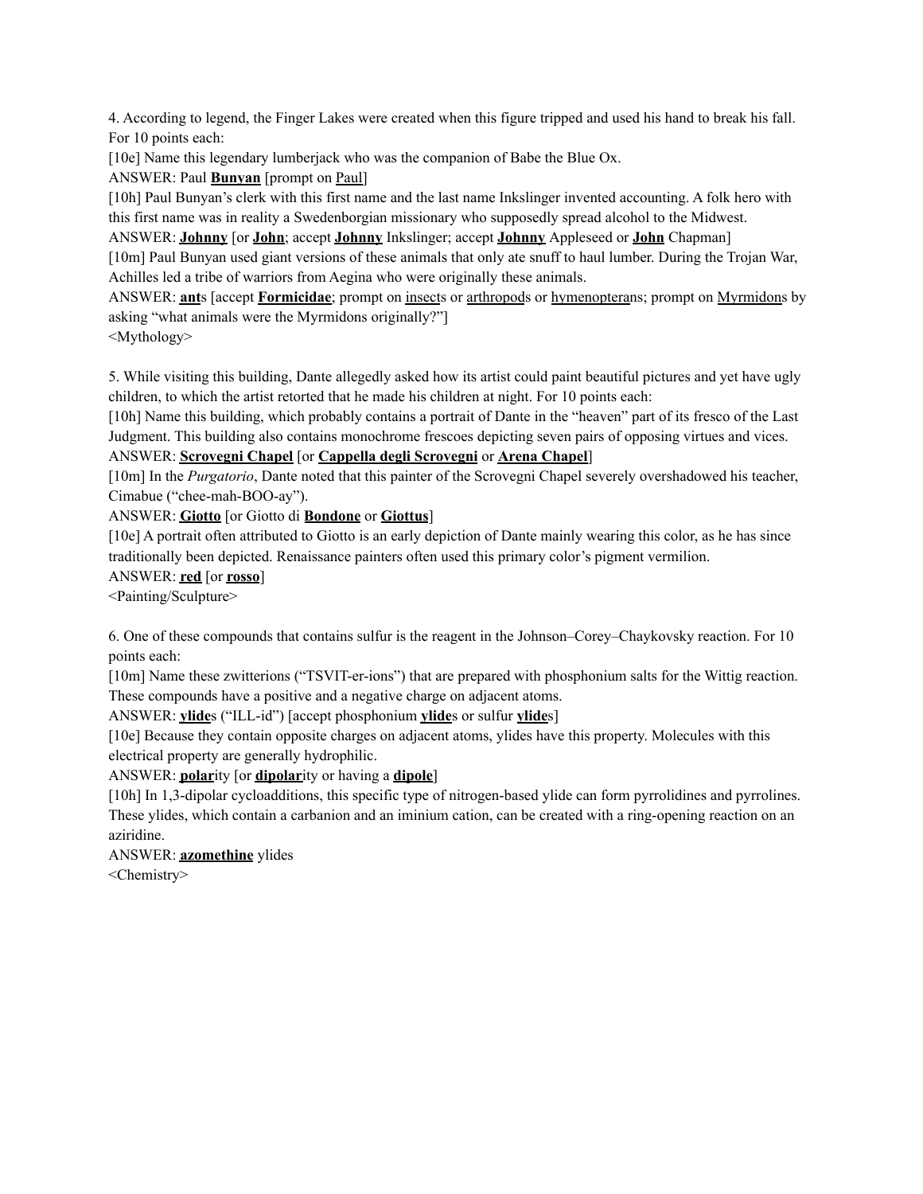4. According to legend, the Finger Lakes were created when this figure tripped and used his hand to break his fall. For 10 points each:

[10e] Name this legendary lumberjack who was the companion of Babe the Blue Ox.

ANSWER: Paul **Bunyan** [prompt on Paul]

[10h] Paul Bunyan's clerk with this first name and the last name Inkslinger invented accounting. A folk hero with this first name was in reality a Swedenborgian missionary who supposedly spread alcohol to the Midwest.

ANSWER: **Johnny** [or **John**; accept **Johnny** Inkslinger; accept **Johnny** Appleseed or **John** Chapman]

[10m] Paul Bunyan used giant versions of these animals that only ate snuff to haul lumber. During the Trojan War, Achilles led a tribe of warriors from Aegina who were originally these animals.

ANSWER: **ant**s [accept **Formicidae**; prompt on insects or arthropods or hymenopterans; prompt on Myrmidons by asking "what animals were the Myrmidons originally?"]

<Mythology>

5. While visiting this building, Dante allegedly asked how its artist could paint beautiful pictures and yet have ugly children, to which the artist retorted that he made his children at night. For 10 points each:

[10h] Name this building, which probably contains a portrait of Dante in the "heaven" part of its fresco of the Last Judgment. This building also contains monochrome frescoes depicting seven pairs of opposing virtues and vices.

ANSWER: **Scrovegni Chapel** [or **Cappella degli Scrovegni** or **Arena Chapel**]

[10m] In the *Purgatorio*, Dante noted that this painter of the Scrovegni Chapel severely overshadowed his teacher, Cimabue ("chee-mah-BOO-ay").

ANSWER: **Giotto** [or Giotto di **Bondone** or **Giottus**]

[10e] A portrait often attributed to Giotto is an early depiction of Dante mainly wearing this color, as he has since traditionally been depicted. Renaissance painters often used this primary color's pigment vermilion.

ANSWER: **red** [or **rosso**]

<Painting/Sculpture>

6. One of these compounds that contains sulfur is the reagent in the Johnson–Corey–Chaykovsky reaction. For 10 points each:

[10m] Name these zwitterions ("TSVIT-er-ions") that are prepared with phosphonium salts for the Wittig reaction. These compounds have a positive and a negative charge on adjacent atoms.

ANSWER: **ylide**s ("ILL-id") [accept phosphonium **ylide**s or sulfur **ylide**s]

[10e] Because they contain opposite charges on adjacent atoms, ylides have this property. Molecules with this electrical property are generally hydrophilic.

ANSWER: **polar**ity [or **dipolar**ity or having a **dipole**]

[10h] In 1,3-dipolar cycloadditions, this specific type of nitrogen-based ylide can form pyrrolidines and pyrrolines. These ylides, which contain a carbanion and an iminium cation, can be created with a ring-opening reaction on an aziridine.

ANSWER: **azomethine** ylides

<Chemistry>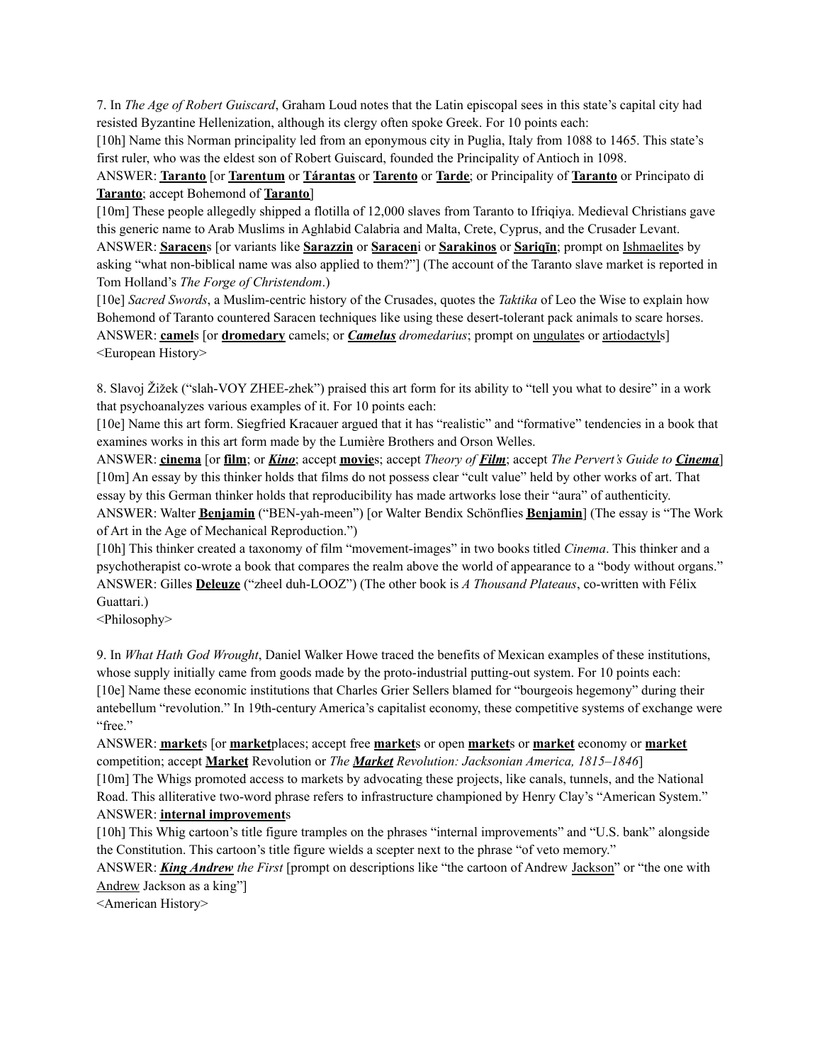7. In *The Age of Robert Guiscard*, Graham Loud notes that the Latin episcopal sees in this state's capital city had resisted Byzantine Hellenization, although its clergy often spoke Greek. For 10 points each:

[10h] Name this Norman principality led from an eponymous city in Puglia, Italy from 1088 to 1465. This state's first ruler, who was the eldest son of Robert Guiscard, founded the Principality of Antioch in 1098.

ANSWER: **Taranto** [or **Tarentum** or **Tárantas** or **Tarento** or **Tarde**; or Principality of **Taranto** or Principato di **Taranto**; accept Bohemond of **Taranto**]

[10m] These people allegedly shipped a flotilla of 12,000 slaves from Taranto to Ifriqiya. Medieval Christians gave this generic name to Arab Muslims in Aghlabid Calabria and Malta, Crete, Cyprus, and the Crusader Levant.

ANSWER: **Saracen**s [or variants like **Sarazzin** or **Saraceni** or **Sarakinos** or **Sariqīn**; prompt on Ishmaelites by asking "what non-biblical name was also applied to them?"] (The account of the Taranto slave market is reported in Tom Holland's *The Forge of Christendom*.)

[10e] *Sacred Swords*, a Muslim-centric history of the Crusades, quotes the *Taktika* of Leo the Wise to explain how Bohemond of Taranto countered Saracen techniques like using these desert-tolerant pack animals to scare horses.

ANSWER: **camel**s [or **dromedary** camels; or ***Camelus*** *dromedarius*; prompt on ungulates or artiodactyls]

<European History>

8. Slavoj Žižek ("slah-VOY ZHEE-zhek") praised this art form for its ability to "tell you what to desire" in a work that psychoanalyzes various examples of it. For 10 points each:

[10e] Name this art form. Siegfried Kracauer argued that it has "realistic" and "formative" tendencies in a book that examines works in this art form made by the Lumière Brothers and Orson Welles.

ANSWER: **cinema** [or **film**; or ***Kino***; accept **movie**s; accept *Theory of* ***Film***; accept *The Pervert's Guide to* ***Cinema***]

[10m] An essay by this thinker holds that films do not possess clear "cult value" held by other works of art. That essay by this German thinker holds that reproducibility has made artworks lose their "aura" of authenticity.

ANSWER: Walter **Benjamin** ("BEN-yah-meen") [or Walter Bendix Schönflies **Benjamin**] (The essay is "The Work of Art in the Age of Mechanical Reproduction.")

[10h] This thinker created a taxonomy of film "movement-images" in two books titled *Cinema*. This thinker and a psychotherapist co-wrote a book that compares the realm above the world of appearance to a "body without organs."

ANSWER: Gilles **Deleuze** ("zheel duh-LOOZ") (The other book is *A Thousand Plateaus*, co-written with Félix Guattari.)

<Philosophy>

9. In *What Hath God Wrought*, Daniel Walker Howe traced the benefits of Mexican examples of these institutions, whose supply initially came from goods made by the proto-industrial putting-out system. For 10 points each:

[10e] Name these economic institutions that Charles Grier Sellers blamed for "bourgeois hegemony" during their antebellum "revolution." In 19th-century America's capitalist economy, these competitive systems of exchange were "free."

ANSWER: **market**s [or **market**places; accept free **market**s or open **market**s or **market** economy or **market** competition; accept **Market** Revolution or *The* ***Market*** *Revolution: Jacksonian America, 1815–1846*]

[10m] The Whigs promoted access to markets by advocating these projects, like canals, tunnels, and the National Road. This alliterative two-word phrase refers to infrastructure championed by Henry Clay's "American System."

ANSWER: **internal improvement**s

[10h] This Whig cartoon's title figure tramples on the phrases "internal improvements" and "U.S. bank" alongside the Constitution. This cartoon's title figure wields a scepter next to the phrase "of veto memory."

ANSWER: ***King Andrew*** *the First* [prompt on descriptions like "the cartoon of Andrew Jackson" or "the one with Andrew Jackson as a king"]

<American History>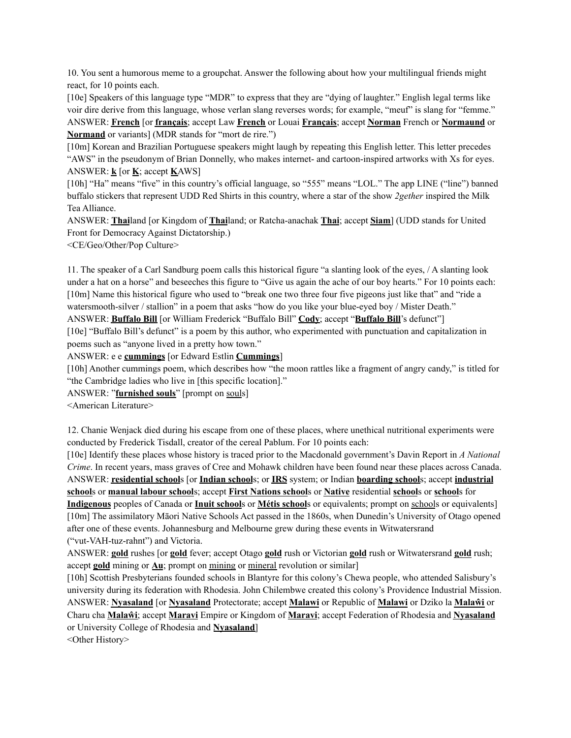10. You sent a humorous meme to a groupchat. Answer the following about how your multilingual friends might react, for 10 points each.

[10e] Speakers of this language type "MDR" to express that they are "dying of laughter." English legal terms like voir dire derive from this language, whose verlan slang reverses words; for example, "meuf" is slang for "femme."

ANSWER: **French** [or **français**; accept Law **French** or Louai **Français**; accept **Norman** French or **Normaund** or **Normand** or variants] (MDR stands for "mort de rire.")

[10m] Korean and Brazilian Portuguese speakers might laugh by repeating this English letter. This letter precedes "AWS" in the pseudonym of Brian Donnelly, who makes internet- and cartoon-inspired artworks with Xs for eyes.

ANSWER: **k** [or **K**; accept **K**AWS]

[10h] "Ha" means "five" in this country's official language, so "555" means "LOL." The app LINE ("line") banned buffalo stickers that represent UDD Red Shirts in this country, where a star of the show *2gether* inspired the Milk Tea Alliance.

ANSWER: **Thai**land [or Kingdom of **Thai**land; or Ratcha-anachak **Thai**; accept **Siam**] (UDD stands for United Front for Democracy Against Dictatorship.)

<CE/Geo/Other/Pop Culture>

11. The speaker of a Carl Sandburg poem calls this historical figure "a slanting look of the eyes, / A slanting look under a hat on a horse" and beseeches this figure to "Give us again the ache of our boy hearts." For 10 points each:

[10m] Name this historical figure who used to "break one two three four five pigeons just like that" and "ride a watersmooth-silver / stallion" in a poem that asks "how do you like your blue-eyed boy / Mister Death."

ANSWER: **Buffalo Bill** [or William Frederick "Buffalo Bill" **Cody**; accept "**Buffalo Bill**'s defunct"]

[10e] "Buffalo Bill's defunct" is a poem by this author, who experimented with punctuation and capitalization in poems such as "anyone lived in a pretty how town."

ANSWER: e e **cummings** [or Edward Estlin **Cummings**]

[10h] Another cummings poem, which describes how "the moon rattles like a fragment of angry candy," is titled for "the Cambridge ladies who live in [this specific location]."

ANSWER: "**furnished souls**" [prompt on souls]

<American Literature>

12. Chanie Wenjack died during his escape from one of these places, where unethical nutritional experiments were conducted by Frederick Tisdall, creator of the cereal Pablum. For 10 points each:

[10e] Identify these places whose history is traced prior to the Macdonald government's Davin Report in *A National Crime*. In recent years, mass graves of Cree and Mohawk children have been found near these places across Canada.

ANSWER: **residential school**s [or **Indian school**s; or **IRS** system; or Indian **boarding school**s; accept **industrial school**s or **manual labour school**s; accept **First Nations school**s or **Native** residential **school**s or **school**s for **Indigenous** peoples of Canada or **Inuit school**s or **Métis school**s or equivalents; prompt on schools or equivalents]

[10m] The assimilatory Māori Native Schools Act passed in the 1860s, when Dunedin's University of Otago opened after one of these events. Johannesburg and Melbourne grew during these events in Witwatersrand ("vut-VAH-tuz-rahnt") and Victoria.

ANSWER: **gold** rushes [or **gold** fever; accept Otago **gold** rush or Victorian **gold** rush or Witwatersrand **gold** rush; accept **gold** mining or **Au**; prompt on mining or mineral revolution or similar]

[10h] Scottish Presbyterians founded schools in Blantyre for this colony's Chewa people, who attended Salisbury's university during its federation with Rhodesia. John Chilembwe created this colony's Providence Industrial Mission.

ANSWER: **Nyasaland** [or **Nyasaland** Protectorate; accept **Malawi** or Republic of **Malawi** or Dziko la **Malaŵi** or Charu cha **Malaŵi**; accept **Maravi** Empire or Kingdom of **Maravi**; accept Federation of Rhodesia and **Nyasaland** or University College of Rhodesia and **Nyasaland**]

<Other History>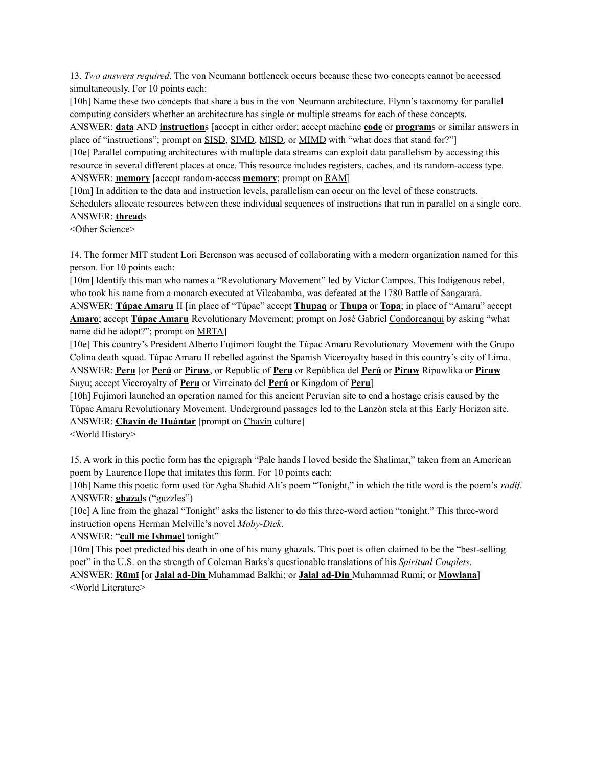13. *Two answers required*. The von Neumann bottleneck occurs because these two concepts cannot be accessed simultaneously. For 10 points each:

[10h] Name these two concepts that share a bus in the von Neumann architecture. Flynn's taxonomy for parallel computing considers whether an architecture has single or multiple streams for each of these concepts.

ANSWER: **data** AND **instruction**s [accept in either order; accept machine **code** or **program**s or similar answers in place of "instructions"; prompt on SISD, SIMD, MISD, or MIMD with "what does that stand for?"]

[10e] Parallel computing architectures with multiple data streams can exploit data parallelism by accessing this resource in several different places at once. This resource includes registers, caches, and its random-access type.

ANSWER: **memory** [accept random-access **memory**; prompt on RAM]

[10m] In addition to the data and instruction levels, parallelism can occur on the level of these constructs. Schedulers allocate resources between these individual sequences of instructions that run in parallel on a single core.

ANSWER: **thread**s

<Other Science>

14. The former MIT student Lori Berenson was accused of collaborating with a modern organization named for this person. For 10 points each:

[10m] Identify this man who names a "Revolutionary Movement" led by Víctor Campos. This Indigenous rebel, who took his name from a monarch executed at Vilcabamba, was defeated at the 1780 Battle of Sangarará.

ANSWER: **Túpac Amaru** II [in place of "Túpac" accept **Thupaq** or **Thupa** or **Topa**; in place of "Amaru" accept **Amaro**; accept **Túpac Amaru** Revolutionary Movement; prompt on José Gabriel Condorcanqui by asking "what name did he adopt?"; prompt on MRTA]

[10e] This country's President Alberto Fujimori fought the Túpac Amaru Revolutionary Movement with the Grupo Colina death squad. Túpac Amaru II rebelled against the Spanish Viceroyalty based in this country's city of Lima.

ANSWER: **Peru** [or **Perú** or **Piruw**, or Republic of **Peru** or República del **Perú** or **Piruw** Ripuwlika or **Piruw** Suyu; accept Viceroyalty of **Peru** or Virreinato del **Perú** or Kingdom of **Peru**]

[10h] Fujimori launched an operation named for this ancient Peruvian site to end a hostage crisis caused by the Túpac Amaru Revolutionary Movement. Underground passages led to the Lanzón stela at this Early Horizon site.

ANSWER: **Chavín de Huántar** [prompt on Chavín culture]

<World History>

15. A work in this poetic form has the epigraph "Pale hands I loved beside the Shalimar," taken from an American poem by Laurence Hope that imitates this form. For 10 points each:

[10h] Name this poetic form used for Agha Shahid Ali's poem "Tonight," in which the title word is the poem's *radif*.

ANSWER: **ghazal**s ("guzzles")

[10e] A line from the ghazal "Tonight" asks the listener to do this three-word action "tonight." This three-word instruction opens Herman Melville's novel *Moby-Dick*.

ANSWER: "**call me Ishmael** tonight"

[10m] This poet predicted his death in one of his many ghazals. This poet is often claimed to be the "best-selling poet" in the U.S. on the strength of Coleman Barks's questionable translations of his *Spiritual Couplets*.

ANSWER: **Rūmī** [or **Jalal ad-Din** Muhammad Balkhi; or **Jalal ad-Din** Muhammad Rumi; or **Mowlana**]

<World Literature>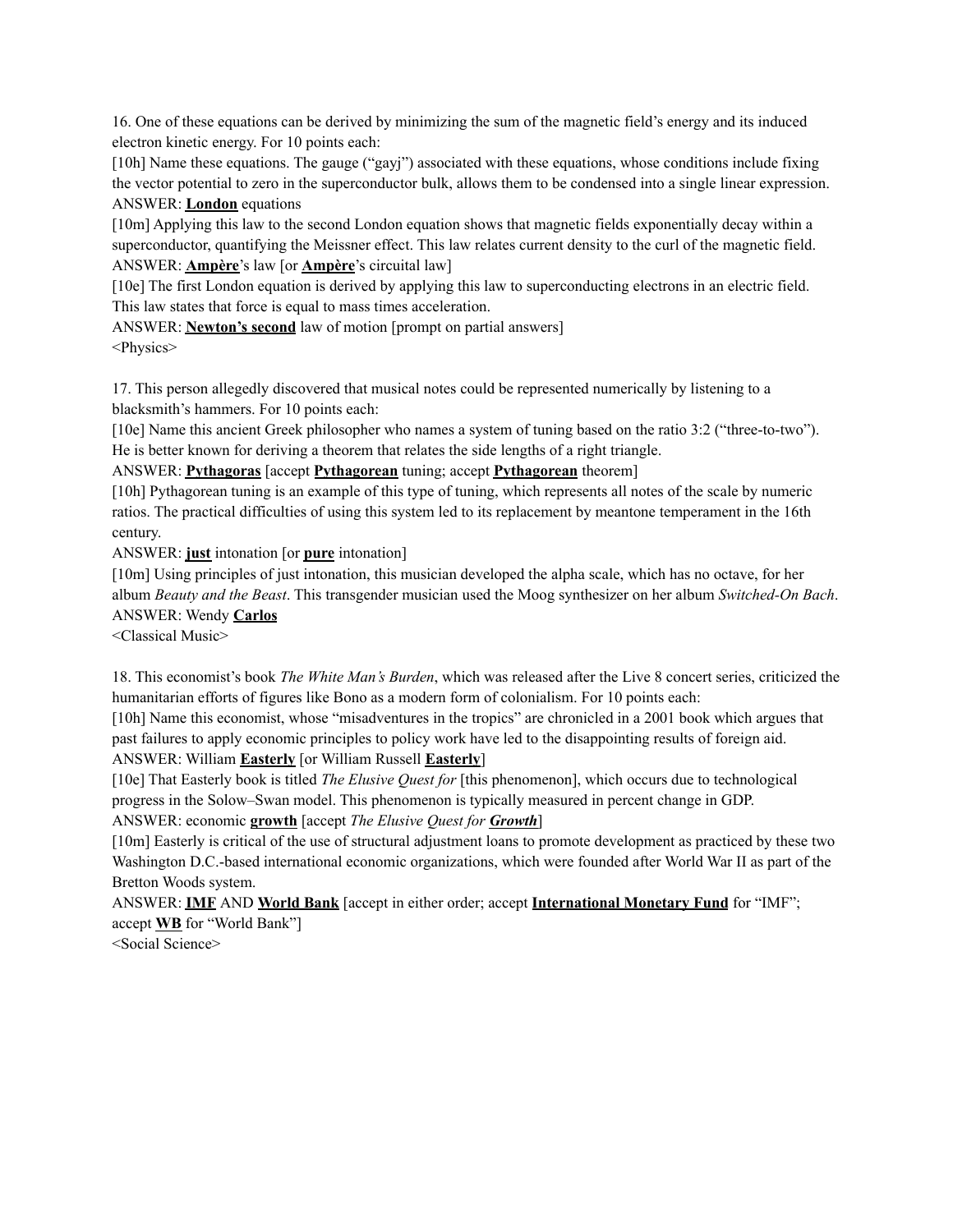16. One of these equations can be derived by minimizing the sum of the magnetic field's energy and its induced electron kinetic energy. For 10 points each:

[10h] Name these equations. The gauge ("gayj") associated with these equations, whose conditions include fixing the vector potential to zero in the superconductor bulk, allows them to be condensed into a single linear expression.

ANSWER: **<u>London</u>** equations

[10m] Applying this law to the second London equation shows that magnetic fields exponentially decay within a superconductor, quantifying the Meissner effect. This law relates current density to the curl of the magnetic field.

ANSWER: **<u>Ampère</u>**'s law [or **<u>Ampère</u>**'s circuital law]

[10e] The first London equation is derived by applying this law to superconducting electrons in an electric field. This law states that force is equal to mass times acceleration.

ANSWER: **<u>Newton's second</u>** law of motion [prompt on partial answers]

<Physics>

17. This person allegedly discovered that musical notes could be represented numerically by listening to a blacksmith's hammers. For 10 points each:

[10e] Name this ancient Greek philosopher who names a system of tuning based on the ratio 3:2 ("three-to-two"). He is better known for deriving a theorem that relates the side lengths of a right triangle.

ANSWER: **<u>Pythagoras</u>** [accept **<u>Pythagorean</u>** tuning; accept **<u>Pythagorean</u>** theorem]

[10h] Pythagorean tuning is an example of this type of tuning, which represents all notes of the scale by numeric ratios. The practical difficulties of using this system led to its replacement by meantone temperament in the 16th century.

ANSWER: **<u>just</u>** intonation [or **<u>pure</u>** intonation]

[10m] Using principles of just intonation, this musician developed the alpha scale, which has no octave, for her album *Beauty and the Beast*. This transgender musician used the Moog synthesizer on her album *Switched-On Bach*.

ANSWER: Wendy **<u>Carlos</u>**

<Classical Music>

18. This economist's book *The White Man's Burden*, which was released after the Live 8 concert series, criticized the humanitarian efforts of figures like Bono as a modern form of colonialism. For 10 points each:

[10h] Name this economist, whose "misadventures in the tropics" are chronicled in a 2001 book which argues that past failures to apply economic principles to policy work have led to the disappointing results of foreign aid.

ANSWER: William **<u>Easterly</u>** [or William Russell **<u>Easterly</u>**]

[10e] That Easterly book is titled *The Elusive Quest for* [this phenomenon], which occurs due to technological progress in the Solow–Swan model. This phenomenon is typically measured in percent change in GDP.

ANSWER: economic **<u>growth</u>** [accept *The Elusive Quest for **<u>Growth</u>***]

[10m] Easterly is critical of the use of structural adjustment loans to promote development as practiced by these two Washington D.C.-based international economic organizations, which were founded after World War II as part of the Bretton Woods system.

ANSWER: **<u>IMF</u>** AND **<u>World Bank</u>** [accept in either order; accept **<u>International Monetary Fund</u>** for "IMF"; accept **<u>WB</u>** for "World Bank"]

<Social Science>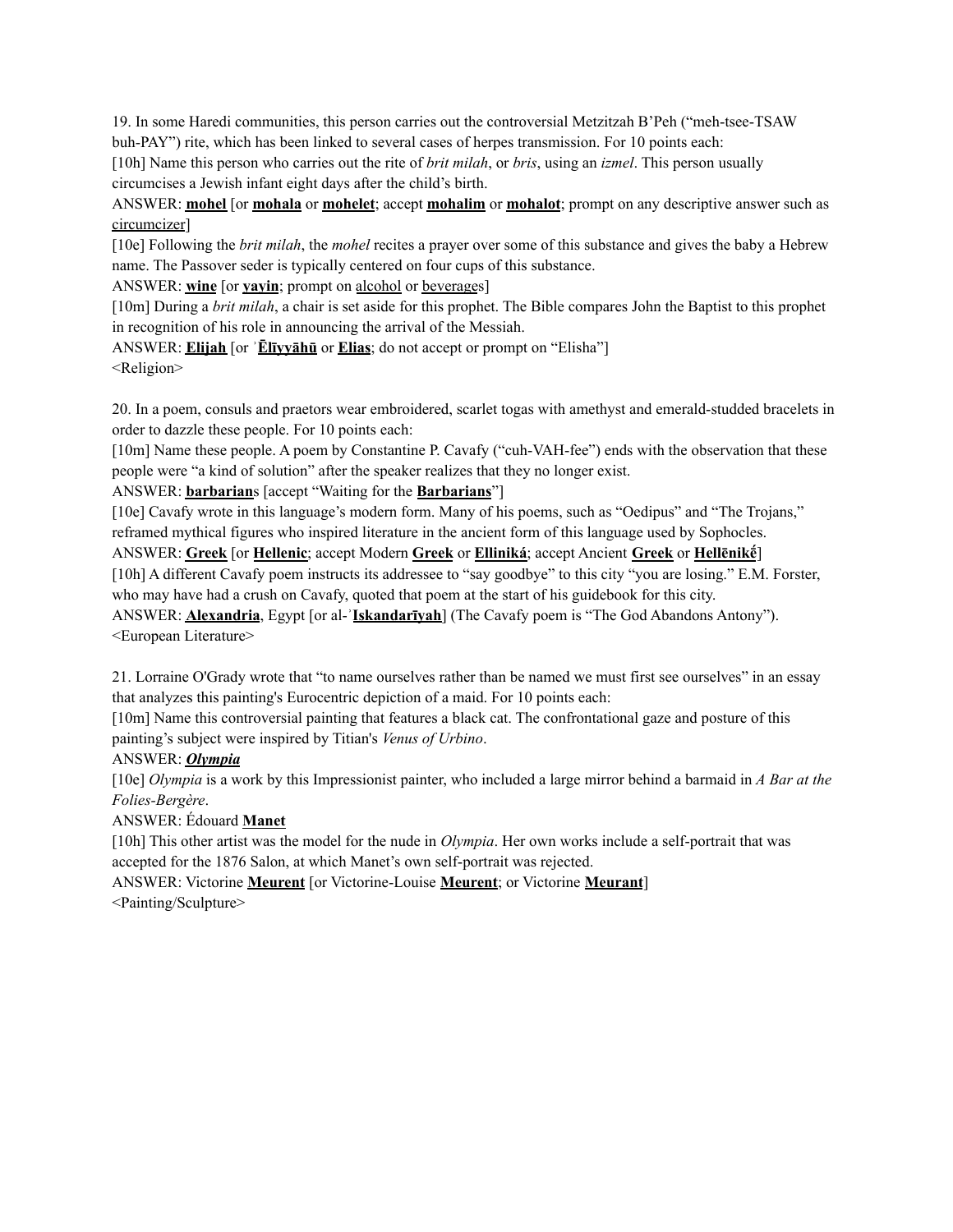19. In some Haredi communities, this person carries out the controversial Metzitzah B'Peh ("meh-tsee-TSAW buh-PAY") rite, which has been linked to several cases of herpes transmission. For 10 points each:

[10h] Name this person who carries out the rite of *brit milah*, or *bris*, using an *izmel*. This person usually circumcises a Jewish infant eight days after the child's birth.

ANSWER: **mohel** [or **mohala** or **mohelet**; accept **mohalim** or **mohalot**; prompt on any descriptive answer such as circumcizer]

[10e] Following the *brit milah*, the *mohel* recites a prayer over some of this substance and gives the baby a Hebrew name. The Passover seder is typically centered on four cups of this substance.

ANSWER: **wine** [or **yayin**; prompt on alcohol or beverages]

[10m] During a *brit milah*, a chair is set aside for this prophet. The Bible compares John the Baptist to this prophet in recognition of his role in announcing the arrival of the Messiah.

ANSWER: **Elijah** [or ʾ**Ēlīyyāhū** or **Elias**; do not accept or prompt on "Elisha"]

<Religion>

20. In a poem, consuls and praetors wear embroidered, scarlet togas with amethyst and emerald-studded bracelets in order to dazzle these people. For 10 points each:

[10m] Name these people. A poem by Constantine P. Cavafy ("cuh-VAH-fee") ends with the observation that these people were "a kind of solution" after the speaker realizes that they no longer exist.

ANSWER: **barbarian**s [accept "Waiting for the **Barbarians**"]

[10e] Cavafy wrote in this language's modern form. Many of his poems, such as "Oedipus" and "The Trojans," reframed mythical figures who inspired literature in the ancient form of this language used by Sophocles.

ANSWER: **Greek** [or **Hellenic**; accept Modern **Greek** or **Elliniká**; accept Ancient **Greek** or **Hellēnikḗ**]

[10h] A different Cavafy poem instructs its addressee to "say goodbye" to this city "you are losing." E.M. Forster, who may have had a crush on Cavafy, quoted that poem at the start of his guidebook for this city.

ANSWER: **Alexandria**, Egypt [or al-ʾ**Iskandarīyah**] (The Cavafy poem is "The God Abandons Antony").

<European Literature>

21. Lorraine O'Grady wrote that "to name ourselves rather than be named we must first see ourselves" in an essay that analyzes this painting's Eurocentric depiction of a maid. For 10 points each:

[10m] Name this controversial painting that features a black cat. The confrontational gaze and posture of this painting's subject were inspired by Titian's *Venus of Urbino*.

ANSWER: ***Olympia***

[10e] *Olympia* is a work by this Impressionist painter, who included a large mirror behind a barmaid in *A Bar at the Folies-Bergère*.

ANSWER: Édouard **Manet**

[10h] This other artist was the model for the nude in *Olympia*. Her own works include a self-portrait that was accepted for the 1876 Salon, at which Manet's own self-portrait was rejected.

ANSWER: Victorine **Meurent** [or Victorine-Louise **Meurent**; or Victorine **Meurant**]

<Painting/Sculpture>